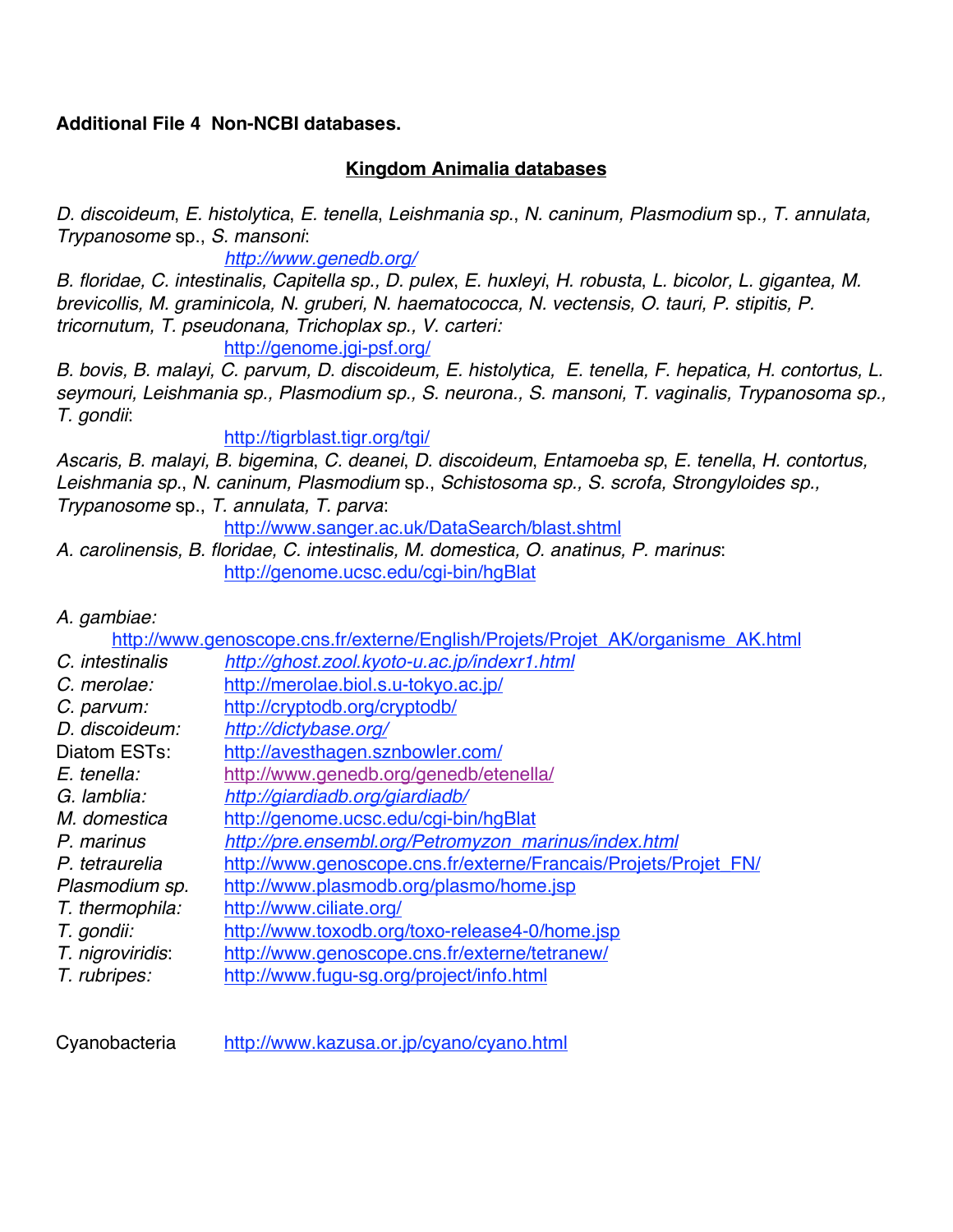**Additional File 4 Non-NCBI databases.**

## Kingdom Animalia databases

*D. discoideum*, *E. histolytica*, *E. tenella*, *Leishmania sp.*, *N. caninum, Plasmodium* sp.*, T. annulata, Trypanosome* sp., *S. mansoni*:

http://www.genedb.org/

*B. floridae, C. intestinalis, Capitella sp., D. pulex*, *E. huxleyi, H. robusta*, *L. bicolor, L. gigantea, M. brevicollis, M. graminicola, N. gruberi, N. haematococca, N. vectensis, O. tauri, P. stipitis, P. tricornutum, T. pseudonana, Trichoplax sp., V. carteri:*

http://genome.jgi-psf.org/

*B. bovis, B. malayi, C. parvum, D. discoideum, E. histolytica, E. tenella, F. hepatica, H. contortus, L. seymouri, Leishmania sp., Plasmodium sp., S. neurona., S. mansoni, T. vaginalis, Trypanosoma sp., T. gondii*:

http://tigrblast.tigr.org/tgi/

*Ascaris, B. malayi, B. bigemina, C. deanei, D. discoideum*, *Entamoeba sp*, *E. tenella*, *H. contortus, Leishmania sp.*, *N. caninum, Plasmodium* sp., *Schistosoma sp., S. scrofa, Strongyloides sp., Trypanosome* sp., *T. annulata, T. parva*:

http://www.sanger.ac.uk/DataSearch/blast.shtml

*A. carolinensis, B. floridae, C. intestinalis, M. domestica, O. anatinus, P. marinus*:

http://genome.ucsc.edu/cgi-bin/hgBlat

*A. gambiae:*

http://www.genoscope.cns.fr/externe/English/Projets/Projet_AK/organisme_AK.html

| | |
|---|---|
| *C. intestinalis* | http://ghost.zool.kyoto-u.ac.jp/indexr1.html |
| *C. merolae:* | http://merolae.biol.s.u-tokyo.ac.jp/ |
| *C. parvum:* | http://cryptodb.org/cryptodb/ |
| *D. discoideum:* | http://dictybase.org/ |
| Diatom ESTs: | http://avesthagen.sznbowler.com/ |
| *E. tenella:* | http://www.genedb.org/genedb/etenella/ |
| *G. lamblia:* | http://giardiadb.org/giardiadb/ |
| *M. domestica* | http://genome.ucsc.edu/cgi-bin/hgBlat |
| *P. marinus* | http://pre.ensembl.org/Petromyzon_marinus/index.html |
| *P. tetraurelia* | http://www.genoscope.cns.fr/externe/Francais/Projets/Projet_FN/ |
| *Plasmodium sp.* | http://www.plasmodb.org/plasmo/home.jsp |
| *T. thermophila:* | http://www.ciliate.org/ |
| *T. gondii:* | http://www.toxodb.org/toxo-release4-0/home.jsp |
| *T. nigroviridis*: | http://www.genoscope.cns.fr/externe/tetranew/ |
| *T. rubripes:* | http://www.fugu-sg.org/project/info.html |

Cyanobacteria http://www.kazusa.or.jp/cyano/cyano.html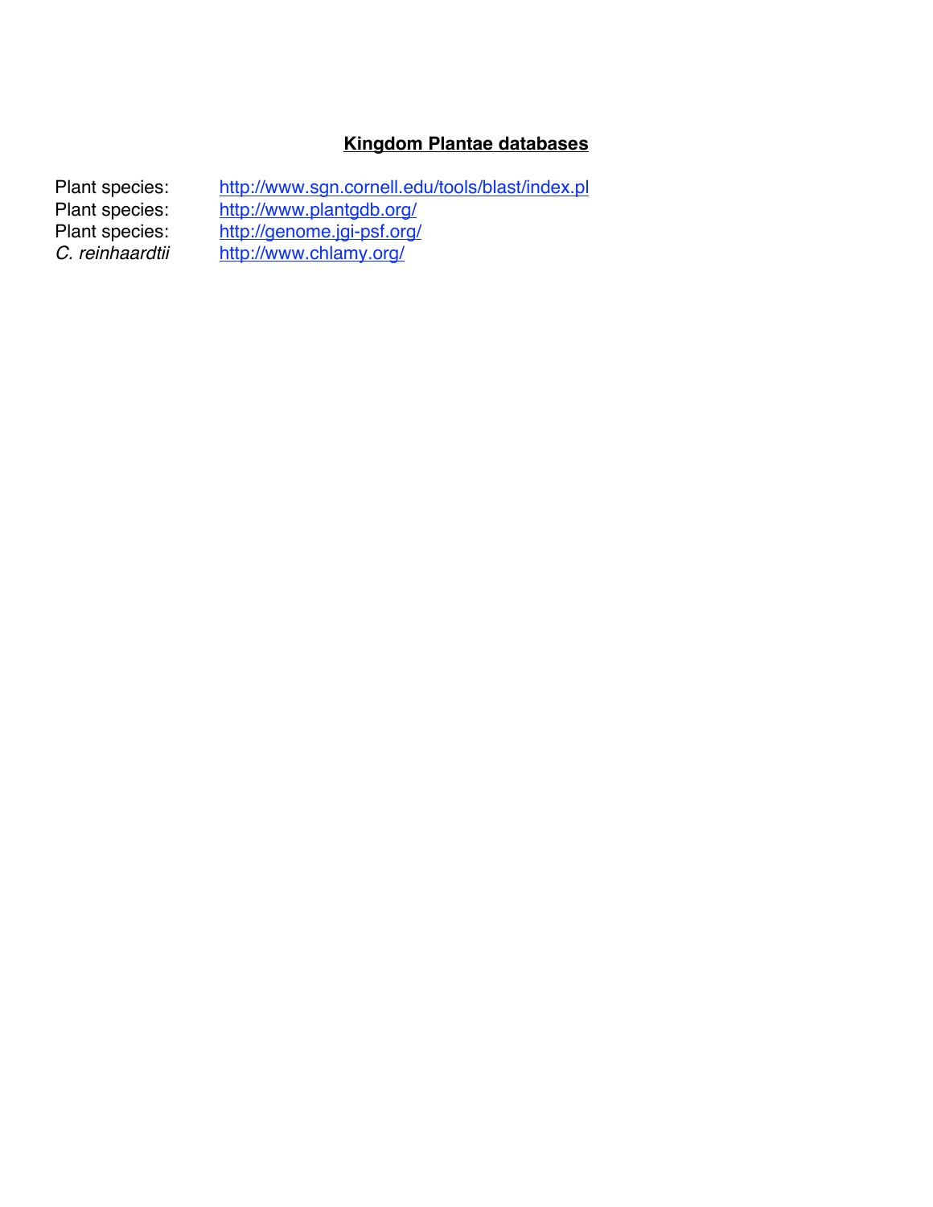**Kingdom Plantae databases**

| | |
|---|---|
| Plant species: | http://www.sgn.cornell.edu/tools/blast/index.pl |
| Plant species: | http://www.plantgdb.org/ |
| Plant species: | http://genome.jgi-psf.org/ |
| *C. reinhaardtii* | http://www.chlamy.org/ |